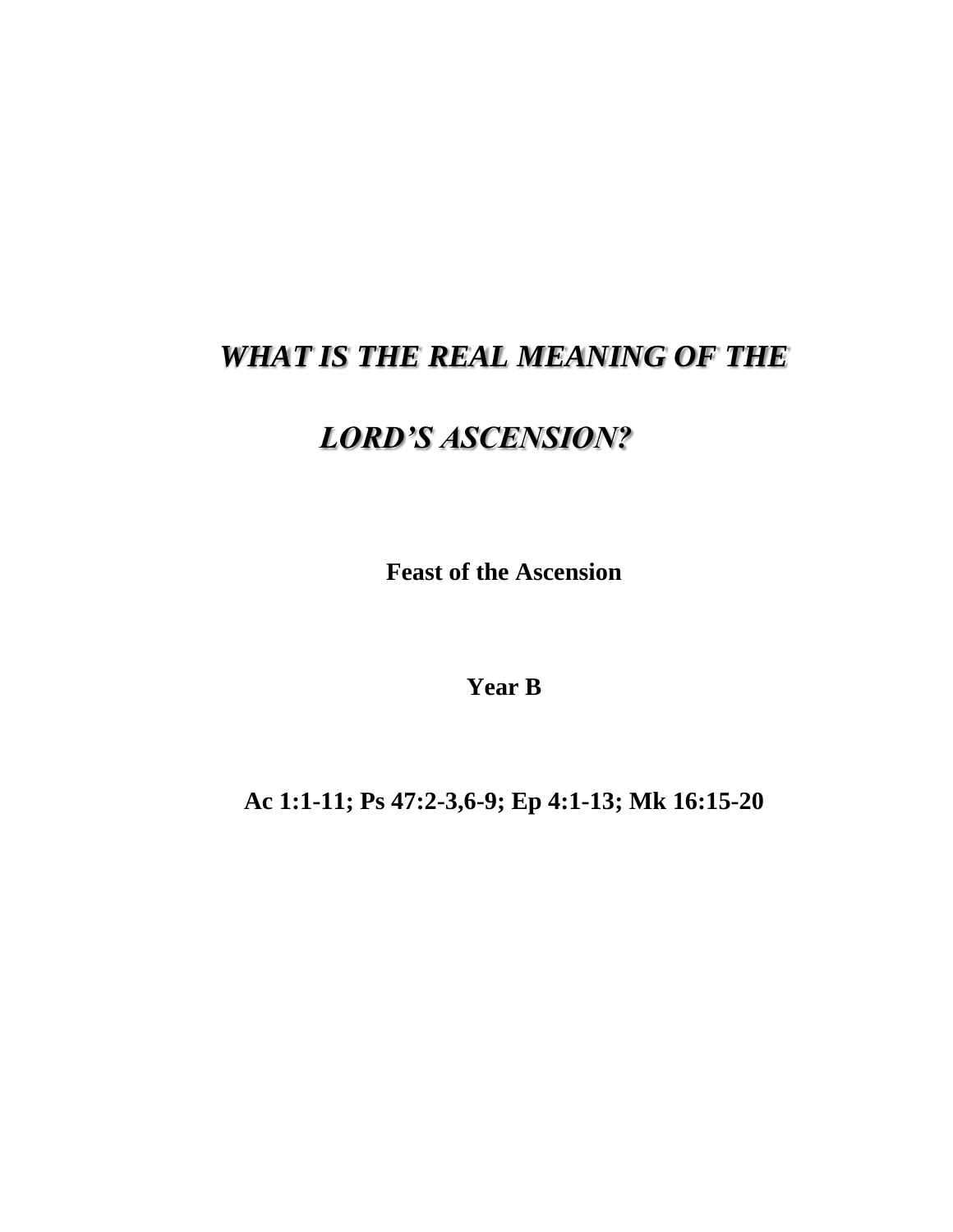# ***WHAT IS THE REAL MEANING OF THE LORD'S ASCENSION?***

**Feast of the Ascension**

**Year B**

**Ac 1:1-11; Ps 47:2-3,6-9; Ep 4:1-13; Mk 16:15-20**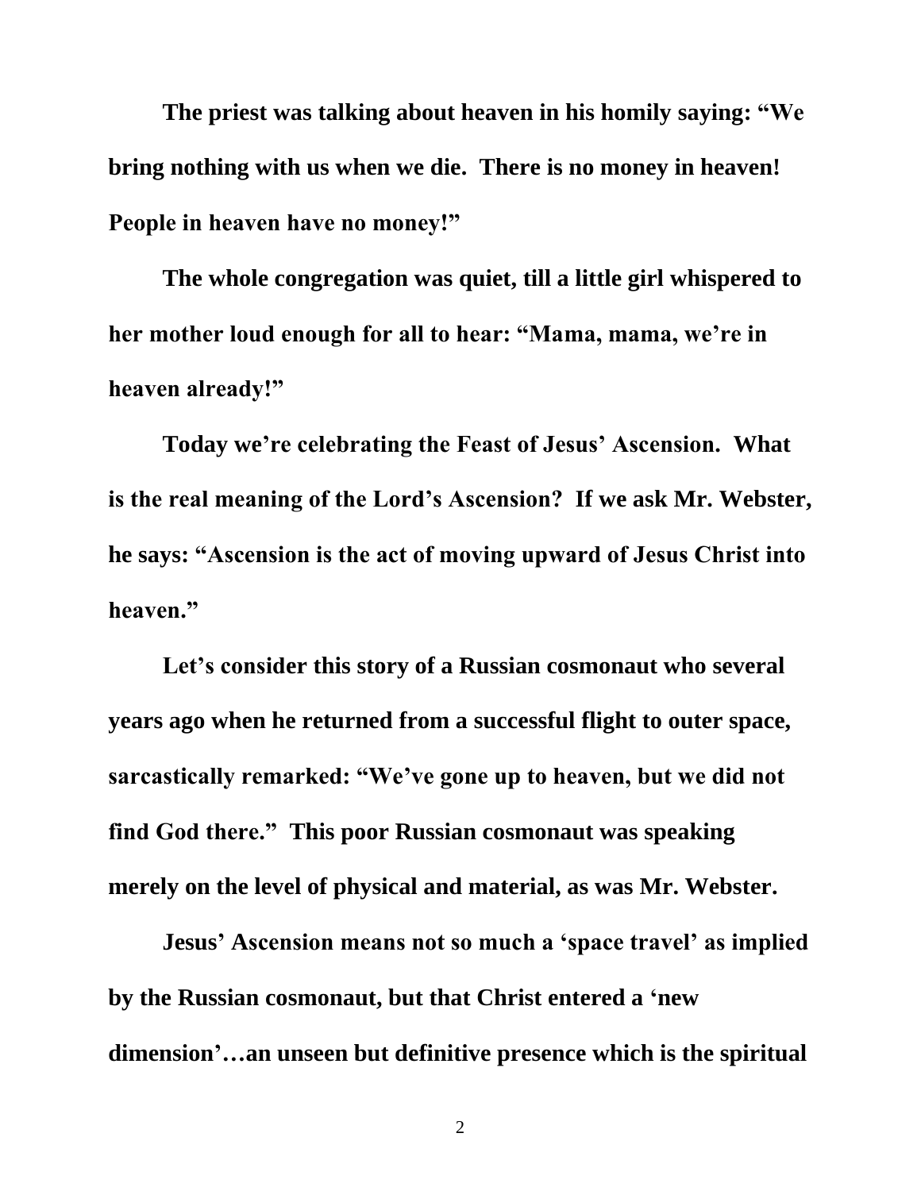**The priest was talking about heaven in his homily saying: "We bring nothing with us when we die. There is no money in heaven! People in heaven have no money!"**

**The whole congregation was quiet, till a little girl whispered to her mother loud enough for all to hear: "Mama, mama, we're in heaven already!"**

**Today we're celebrating the Feast of Jesus' Ascension. What is the real meaning of the Lord's Ascension? If we ask Mr. Webster, he says: "Ascension is the act of moving upward of Jesus Christ into heaven."**

**Let's consider this story of a Russian cosmonaut who several years ago when he returned from a successful flight to outer space, sarcastically remarked: "We've gone up to heaven, but we did not find God there." This poor Russian cosmonaut was speaking merely on the level of physical and material, as was Mr. Webster.**

**Jesus' Ascension means not so much a 'space travel' as implied by the Russian cosmonaut, but that Christ entered a 'new dimension'…an unseen but definitive presence which is the spiritual**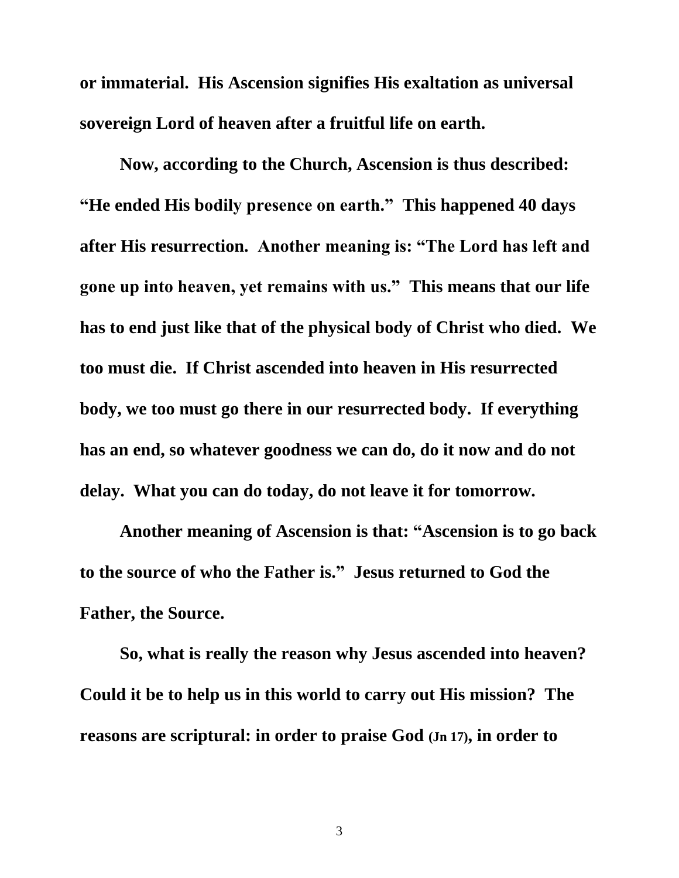**or immaterial. His Ascension signifies His exaltation as universal sovereign Lord of heaven after a fruitful life on earth.**

**Now, according to the Church, Ascension is thus described: "He ended His bodily presence on earth." This happened 40 days after His resurrection. Another meaning is: "The Lord has left and gone up into heaven, yet remains with us." This means that our life has to end just like that of the physical body of Christ who died. We too must die. If Christ ascended into heaven in His resurrected body, we too must go there in our resurrected body. If everything has an end, so whatever goodness we can do, do it now and do not delay. What you can do today, do not leave it for tomorrow.**

**Another meaning of Ascension is that: "Ascension is to go back to the source of who the Father is." Jesus returned to God the Father, the Source.**

**So, what is really the reason why Jesus ascended into heaven? Could it be to help us in this world to carry out His mission? The reasons are scriptural: in order to praise God (Jn 17), in order to**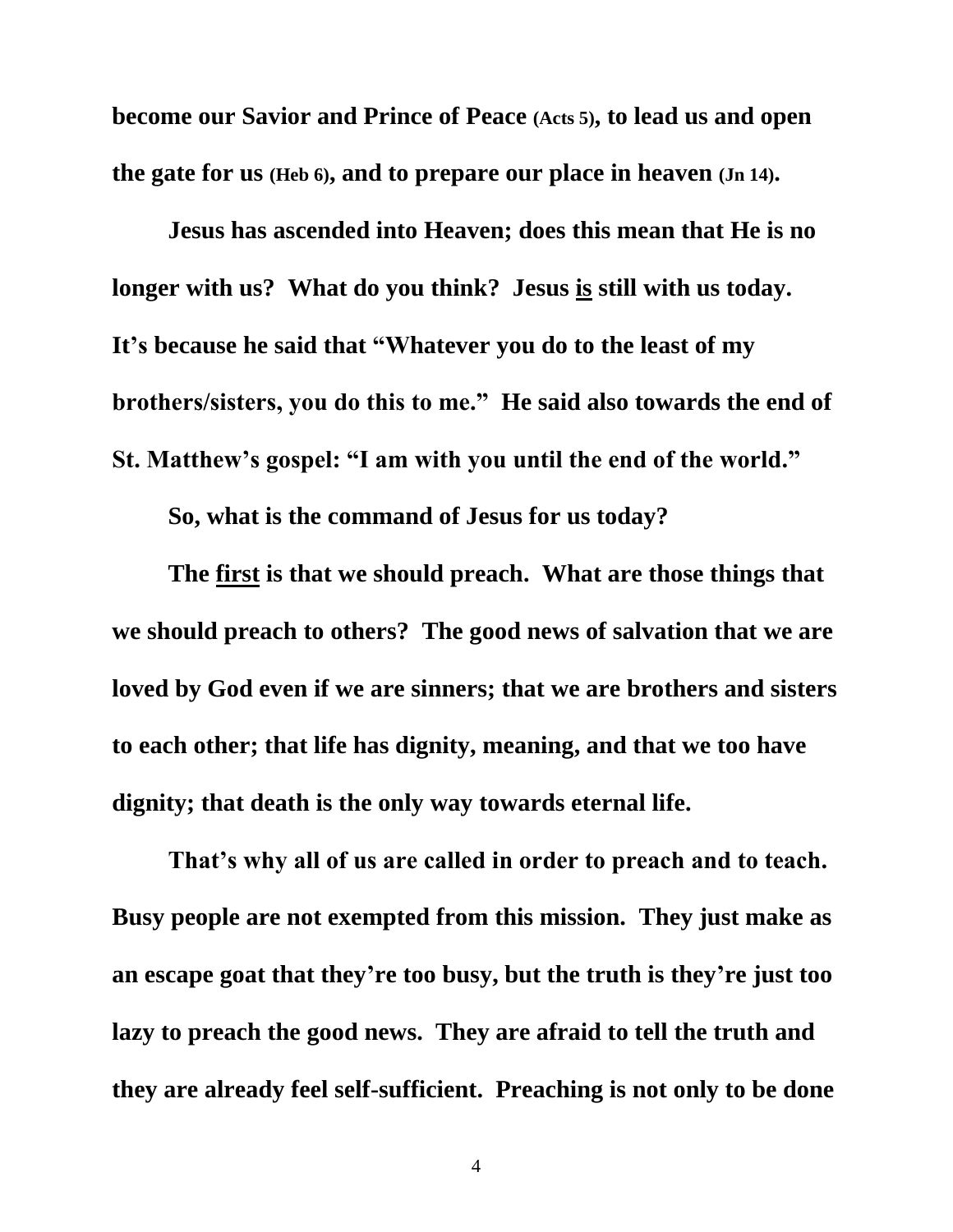**become our Savior and Prince of Peace (Acts 5), to lead us and open the gate for us (Heb 6), and to prepare our place in heaven (Jn 14).**

**Jesus has ascended into Heaven; does this mean that He is no longer with us? What do you think? Jesus <u>is</u> still with us today. It's because he said that "Whatever you do to the least of my brothers/sisters, you do this to me." He said also towards the end of St. Matthew's gospel: "I am with you until the end of the world."**

**So, what is the command of Jesus for us today?**

**The <u>first</u> is that we should preach. What are those things that we should preach to others? The good news of salvation that we are loved by God even if we are sinners; that we are brothers and sisters to each other; that life has dignity, meaning, and that we too have dignity; that death is the only way towards eternal life.**

**That's why all of us are called in order to preach and to teach. Busy people are not exempted from this mission. They just make as an escape goat that they're too busy, but the truth is they're just too lazy to preach the good news. They are afraid to tell the truth and they are already feel self-sufficient. Preaching is not only to be done**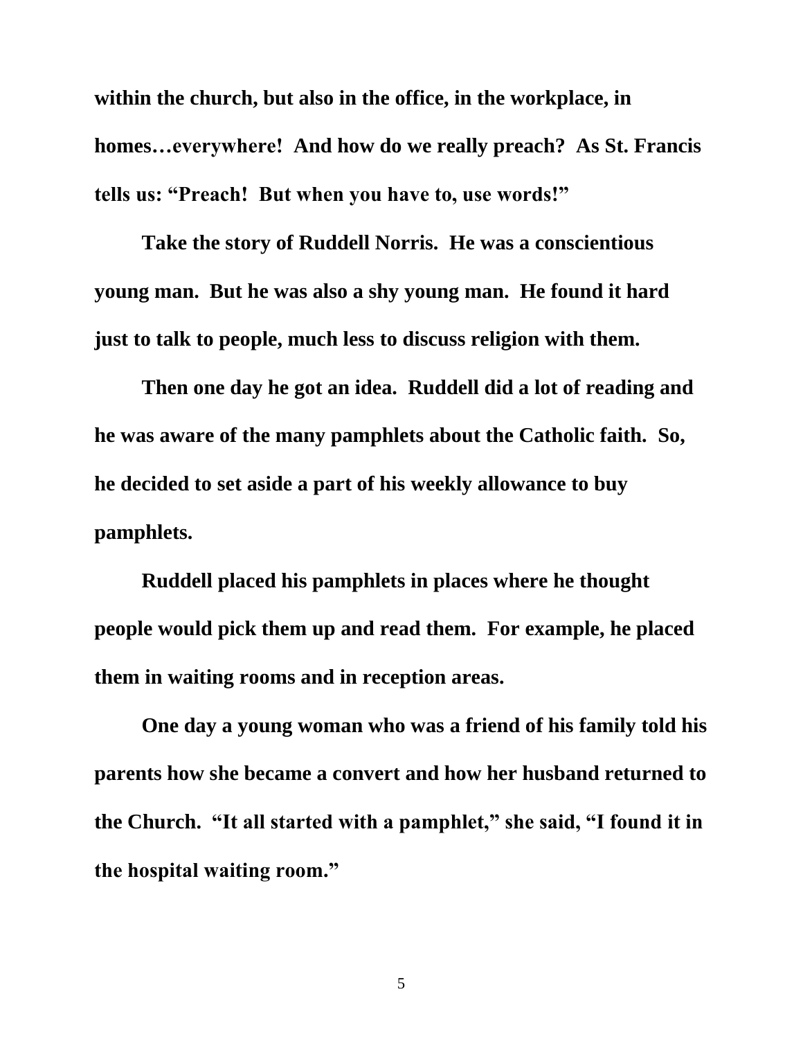**within the church, but also in the office, in the workplace, in homes…everywhere! And how do we really preach? As St. Francis tells us: “Preach! But when you have to, use words!”**

**Take the story of Ruddell Norris. He was a conscientious young man. But he was also a shy young man. He found it hard just to talk to people, much less to discuss religion with them.**

**Then one day he got an idea. Ruddell did a lot of reading and he was aware of the many pamphlets about the Catholic faith. So, he decided to set aside a part of his weekly allowance to buy pamphlets.**

**Ruddell placed his pamphlets in places where he thought people would pick them up and read them. For example, he placed them in waiting rooms and in reception areas.**

**One day a young woman who was a friend of his family told his parents how she became a convert and how her husband returned to the Church. “It all started with a pamphlet,” she said, “I found it in the hospital waiting room.”**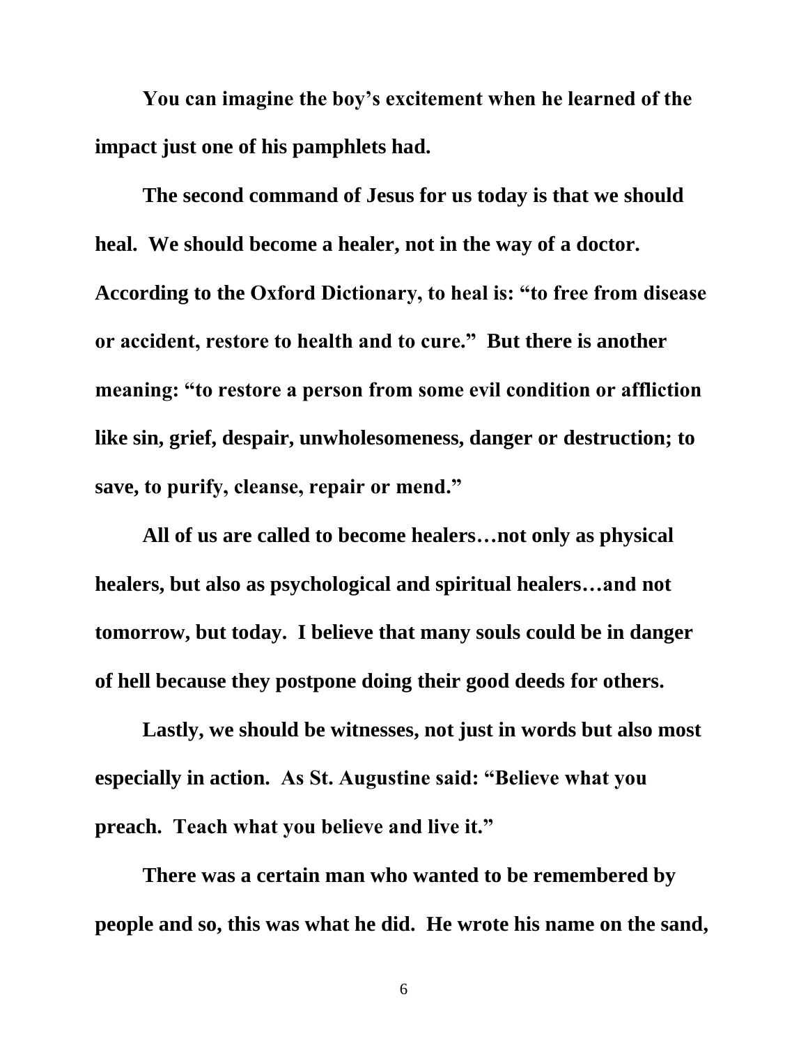**You can imagine the boy's excitement when he learned of the impact just one of his pamphlets had.**

**The second command of Jesus for us today is that we should heal. We should become a healer, not in the way of a doctor. According to the Oxford Dictionary, to heal is: "to free from disease or accident, restore to health and to cure." But there is another meaning: "to restore a person from some evil condition or affliction like sin, grief, despair, unwholesomeness, danger or destruction; to save, to purify, cleanse, repair or mend."**

**All of us are called to become healers…not only as physical healers, but also as psychological and spiritual healers…and not tomorrow, but today. I believe that many souls could be in danger of hell because they postpone doing their good deeds for others.**

**Lastly, we should be witnesses, not just in words but also most especially in action. As St. Augustine said: "Believe what you preach. Teach what you believe and live it."**

**There was a certain man who wanted to be remembered by people and so, this was what he did. He wrote his name on the sand,**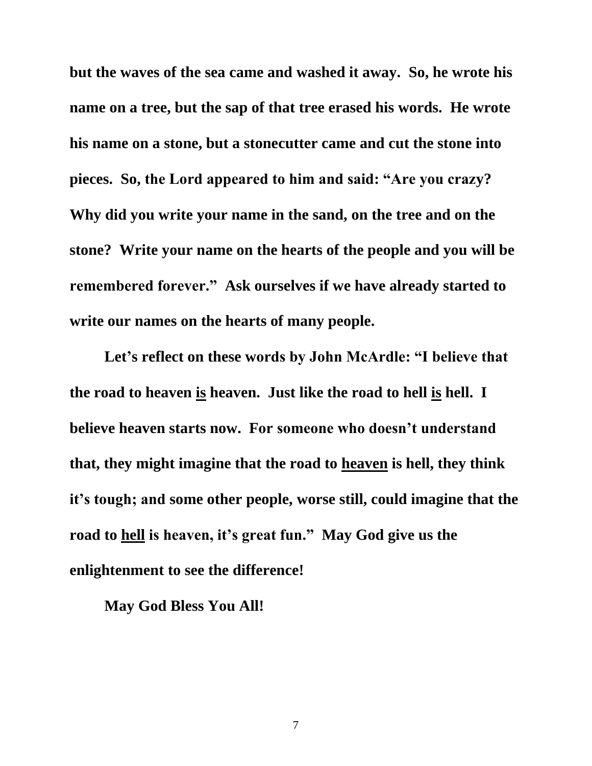**but the waves of the sea came and washed it away. So, he wrote his name on a tree, but the sap of that tree erased his words. He wrote his name on a stone, but a stonecutter came and cut the stone into pieces. So, the Lord appeared to him and said: "Are you crazy? Why did you write your name in the sand, on the tree and on the stone? Write your name on the hearts of the people and you will be remembered forever." Ask ourselves if we have already started to write our names on the hearts of many people.**

**Let's reflect on these words by John McArdle: "I believe that the road to heaven <u>is</u> heaven. Just like the road to hell <u>is</u> hell. I believe heaven starts now. For someone who doesn't understand that, they might imagine that the road to <u>heaven</u> is hell, they think it's tough; and some other people, worse still, could imagine that the road to <u>hell</u> is heaven, it's great fun." May God give us the enlightenment to see the difference!**

**May God Bless You All!**